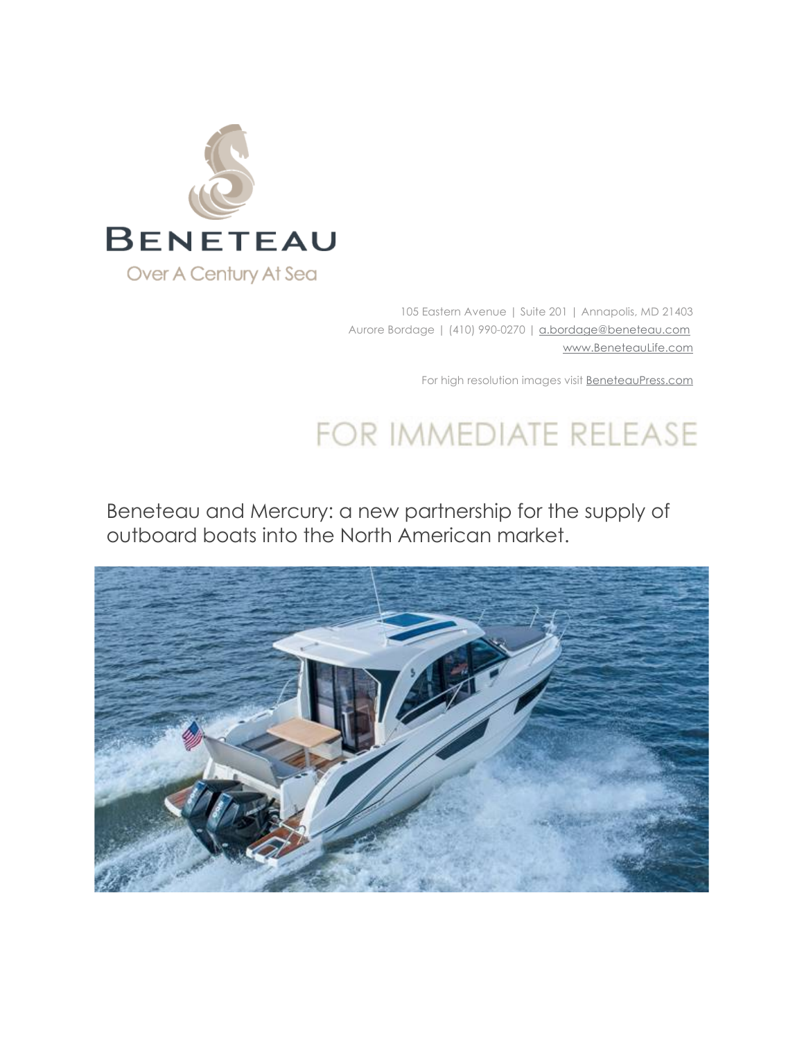BENETEAU

Over A Century At Sea

105 Eastern Avenue | Suite 201 | Annapolis, MD 21403
Aurore Bordage | (410) 990-0270 | a.bordage@beneteau.com
www.BeneteauLife.com

For high resolution images visit BeneteauPress.com

FOR IMMEDIATE RELEASE

# Beneteau and Mercury: a new partnership for the supply of outboard boats into the North American market.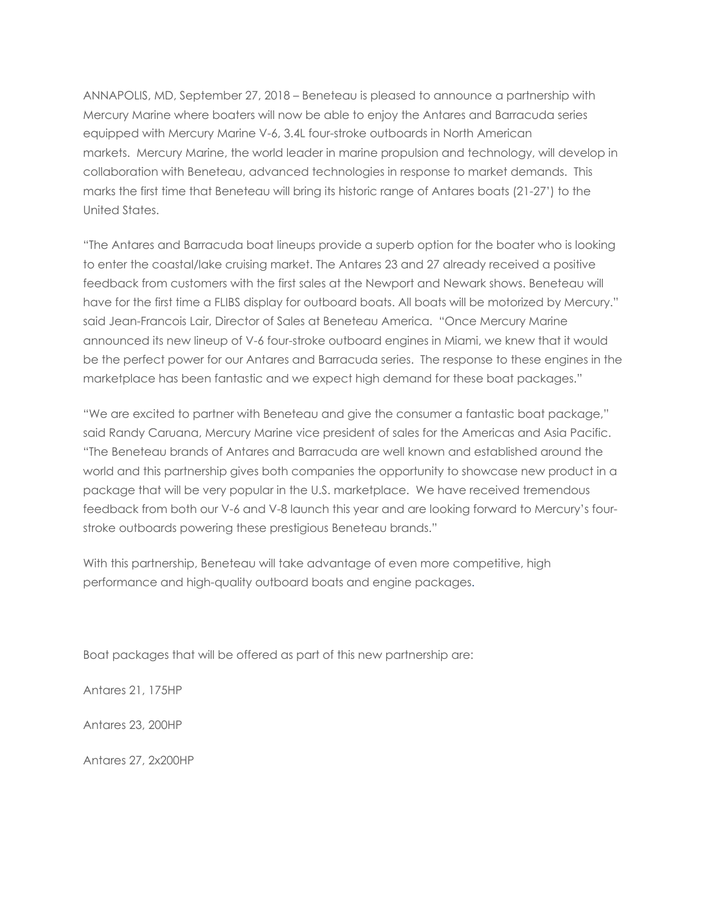ANNAPOLIS, MD, September 27, 2018 – Beneteau is pleased to announce a partnership with Mercury Marine where boaters will now be able to enjoy the Antares and Barracuda series equipped with Mercury Marine V-6, 3.4L four-stroke outboards in North American markets. Mercury Marine, the world leader in marine propulsion and technology, will develop in collaboration with Beneteau, advanced technologies in response to market demands. This marks the first time that Beneteau will bring its historic range of Antares boats (21-27') to the United States.

"The Antares and Barracuda boat lineups provide a superb option for the boater who is looking to enter the coastal/lake cruising market. The Antares 23 and 27 already received a positive feedback from customers with the first sales at the Newport and Newark shows. Beneteau will have for the first time a FLIBS display for outboard boats. All boats will be motorized by Mercury." said Jean-Francois Lair, Director of Sales at Beneteau America. "Once Mercury Marine announced its new lineup of V-6 four-stroke outboard engines in Miami, we knew that it would be the perfect power for our Antares and Barracuda series. The response to these engines in the marketplace has been fantastic and we expect high demand for these boat packages."

"We are excited to partner with Beneteau and give the consumer a fantastic boat package," said Randy Caruana, Mercury Marine vice president of sales for the Americas and Asia Pacific. "The Beneteau brands of Antares and Barracuda are well known and established around the world and this partnership gives both companies the opportunity to showcase new product in a package that will be very popular in the U.S. marketplace. We have received tremendous feedback from both our V-6 and V-8 launch this year and are looking forward to Mercury's four-stroke outboards powering these prestigious Beneteau brands."

With this partnership, Beneteau will take advantage of even more competitive, high performance and high-quality outboard boats and engine packages.

Boat packages that will be offered as part of this new partnership are:

Antares 21, 175HP

Antares 23, 200HP

Antares 27, 2x200HP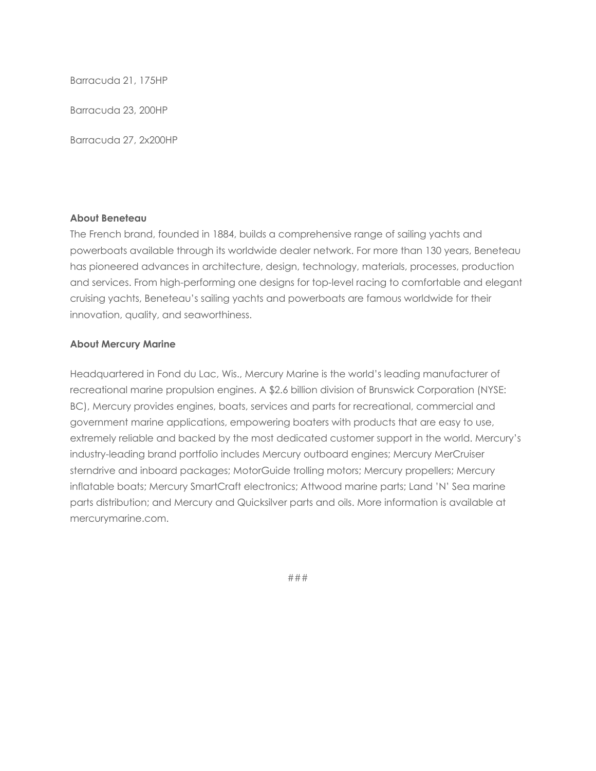Barracuda 21, 175HP

Barracuda 23, 200HP

Barracuda 27, 2x200HP

**About Beneteau**

The French brand, founded in 1884, builds a comprehensive range of sailing yachts and powerboats available through its worldwide dealer network. For more than 130 years, Beneteau has pioneered advances in architecture, design, technology, materials, processes, production and services. From high-performing one designs for top-level racing to comfortable and elegant cruising yachts, Beneteau's sailing yachts and powerboats are famous worldwide for their innovation, quality, and seaworthiness.

**About Mercury Marine**

Headquartered in Fond du Lac, Wis., Mercury Marine is the world's leading manufacturer of recreational marine propulsion engines. A $2.6 billion division of Brunswick Corporation (NYSE: BC), Mercury provides engines, boats, services and parts for recreational, commercial and government marine applications, empowering boaters with products that are easy to use, extremely reliable and backed by the most dedicated customer support in the world. Mercury's industry-leading brand portfolio includes Mercury outboard engines; Mercury MerCruiser sterndrive and inboard packages; MotorGuide trolling motors; Mercury propellers; Mercury inflatable boats; Mercury SmartCraft electronics; Attwood marine parts; Land 'N' Sea marine parts distribution; and Mercury and Quicksilver parts and oils. More information is available at mercurymarine.com.

###